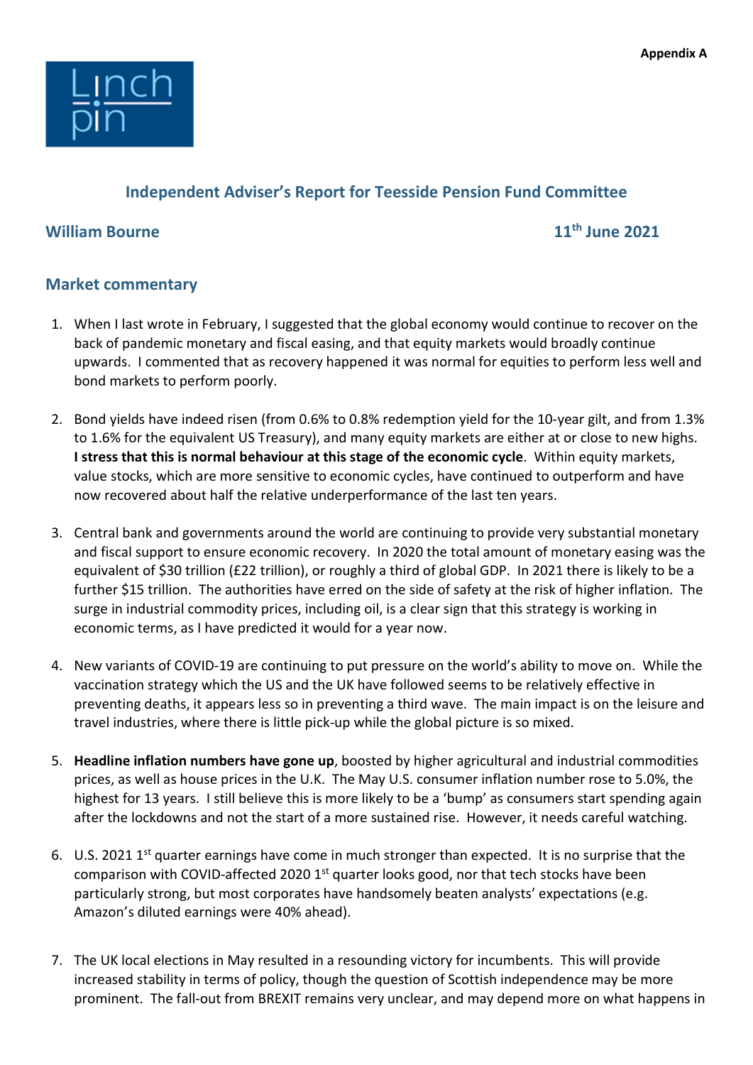Appendix A

Linch pin

## Independent Adviser's Report for Teesside Pension Fund Committee

**William Bourne** **11th June 2021**

## Market commentary

1. When I last wrote in February, I suggested that the global economy would continue to recover on the back of pandemic monetary and fiscal easing, and that equity markets would broadly continue upwards. I commented that as recovery happened it was normal for equities to perform less well and bond markets to perform poorly.

2. Bond yields have indeed risen (from 0.6% to 0.8% redemption yield for the 10-year gilt, and from 1.3% to 1.6% for the equivalent US Treasury), and many equity markets are either at or close to new highs. **I stress that this is normal behaviour at this stage of the economic cycle**. Within equity markets, value stocks, which are more sensitive to economic cycles, have continued to outperform and have now recovered about half the relative underperformance of the last ten years.

3. Central bank and governments around the world are continuing to provide very substantial monetary and fiscal support to ensure economic recovery. In 2020 the total amount of monetary easing was the equivalent of $30 trillion (£22 trillion), or roughly a third of global GDP. In 2021 there is likely to be a further $15 trillion. The authorities have erred on the side of safety at the risk of higher inflation. The surge in industrial commodity prices, including oil, is a clear sign that this strategy is working in economic terms, as I have predicted it would for a year now.

4. New variants of COVID-19 are continuing to put pressure on the world's ability to move on. While the vaccination strategy which the US and the UK have followed seems to be relatively effective in preventing deaths, it appears less so in preventing a third wave. The main impact is on the leisure and travel industries, where there is little pick-up while the global picture is so mixed.

5. **Headline inflation numbers have gone up**, boosted by higher agricultural and industrial commodities prices, as well as house prices in the U.K. The May U.S. consumer inflation number rose to 5.0%, the highest for 13 years. I still believe this is more likely to be a 'bump' as consumers start spending again after the lockdowns and not the start of a more sustained rise. However, it needs careful watching.

6. U.S. 2021 1st quarter earnings have come in much stronger than expected. It is no surprise that the comparison with COVID-affected 2020 1st quarter looks good, nor that tech stocks have been particularly strong, but most corporates have handsomely beaten analysts' expectations (e.g. Amazon's diluted earnings were 40% ahead).

7. The UK local elections in May resulted in a resounding victory for incumbents. This will provide increased stability in terms of policy, though the question of Scottish independence may be more prominent. The fall-out from BREXIT remains very unclear, and may depend more on what happens in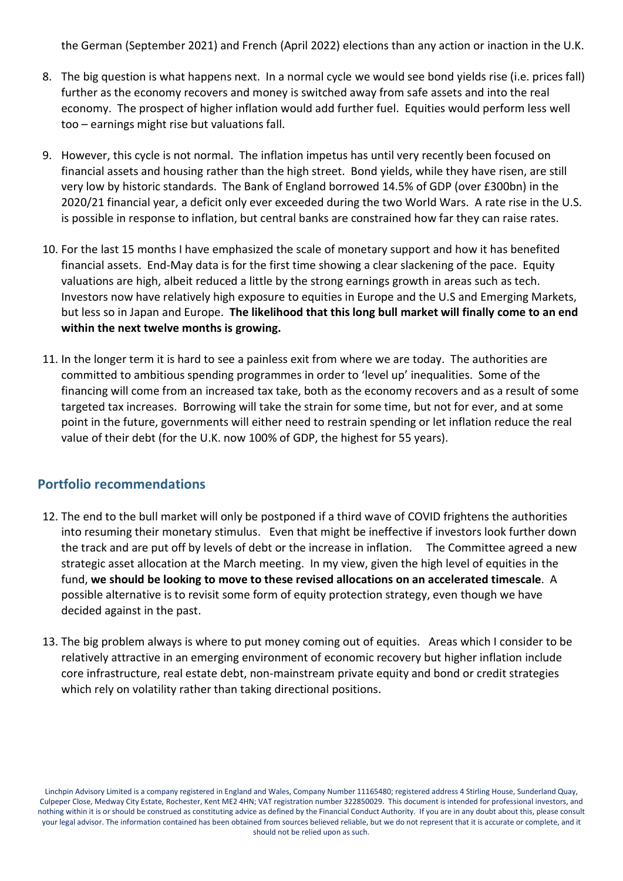the German (September 2021) and French (April 2022) elections than any action or inaction in the U.K.

8. The big question is what happens next. In a normal cycle we would see bond yields rise (i.e. prices fall) further as the economy recovers and money is switched away from safe assets and into the real economy. The prospect of higher inflation would add further fuel. Equities would perform less well too – earnings might rise but valuations fall.

9. However, this cycle is not normal. The inflation impetus has until very recently been focused on financial assets and housing rather than the high street. Bond yields, while they have risen, are still very low by historic standards. The Bank of England borrowed 14.5% of GDP (over £300bn) in the 2020/21 financial year, a deficit only ever exceeded during the two World Wars. A rate rise in the U.S. is possible in response to inflation, but central banks are constrained how far they can raise rates.

10. For the last 15 months I have emphasized the scale of monetary support and how it has benefited financial assets. End-May data is for the first time showing a clear slackening of the pace. Equity valuations are high, albeit reduced a little by the strong earnings growth in areas such as tech. Investors now have relatively high exposure to equities in Europe and the U.S and Emerging Markets, but less so in Japan and Europe. **The likelihood that this long bull market will finally come to an end within the next twelve months is growing.**

11. In the longer term it is hard to see a painless exit from where we are today. The authorities are committed to ambitious spending programmes in order to 'level up' inequalities. Some of the financing will come from an increased tax take, both as the economy recovers and as a result of some targeted tax increases. Borrowing will take the strain for some time, but not for ever, and at some point in the future, governments will either need to restrain spending or let inflation reduce the real value of their debt (for the U.K. now 100% of GDP, the highest for 55 years).

## Portfolio recommendations

12. The end to the bull market will only be postponed if a third wave of COVID frightens the authorities into resuming their monetary stimulus. Even that might be ineffective if investors look further down the track and are put off by levels of debt or the increase in inflation. The Committee agreed a new strategic asset allocation at the March meeting. In my view, given the high level of equities in the fund, **we should be looking to move to these revised allocations on an accelerated timescale**. A possible alternative is to revisit some form of equity protection strategy, even though we have decided against in the past.

13. The big problem always is where to put money coming out of equities. Areas which I consider to be relatively attractive in an emerging environment of economic recovery but higher inflation include core infrastructure, real estate debt, non-mainstream private equity and bond or credit strategies which rely on volatility rather than taking directional positions.

Linchpin Advisory Limited is a company registered in England and Wales, Company Number 11165480; registered address 4 Stirling House, Sunderland Quay, Culpeper Close, Medway City Estate, Rochester, Kent ME2 4HN; VAT registration number 322850029. This document is intended for professional investors, and nothing within it is or should be construed as constituting advice as defined by the Financial Conduct Authority. If you are in any doubt about this, please consult your legal advisor. The information contained has been obtained from sources believed reliable, but we do not represent that it is accurate or complete, and it should not be relied upon as such.